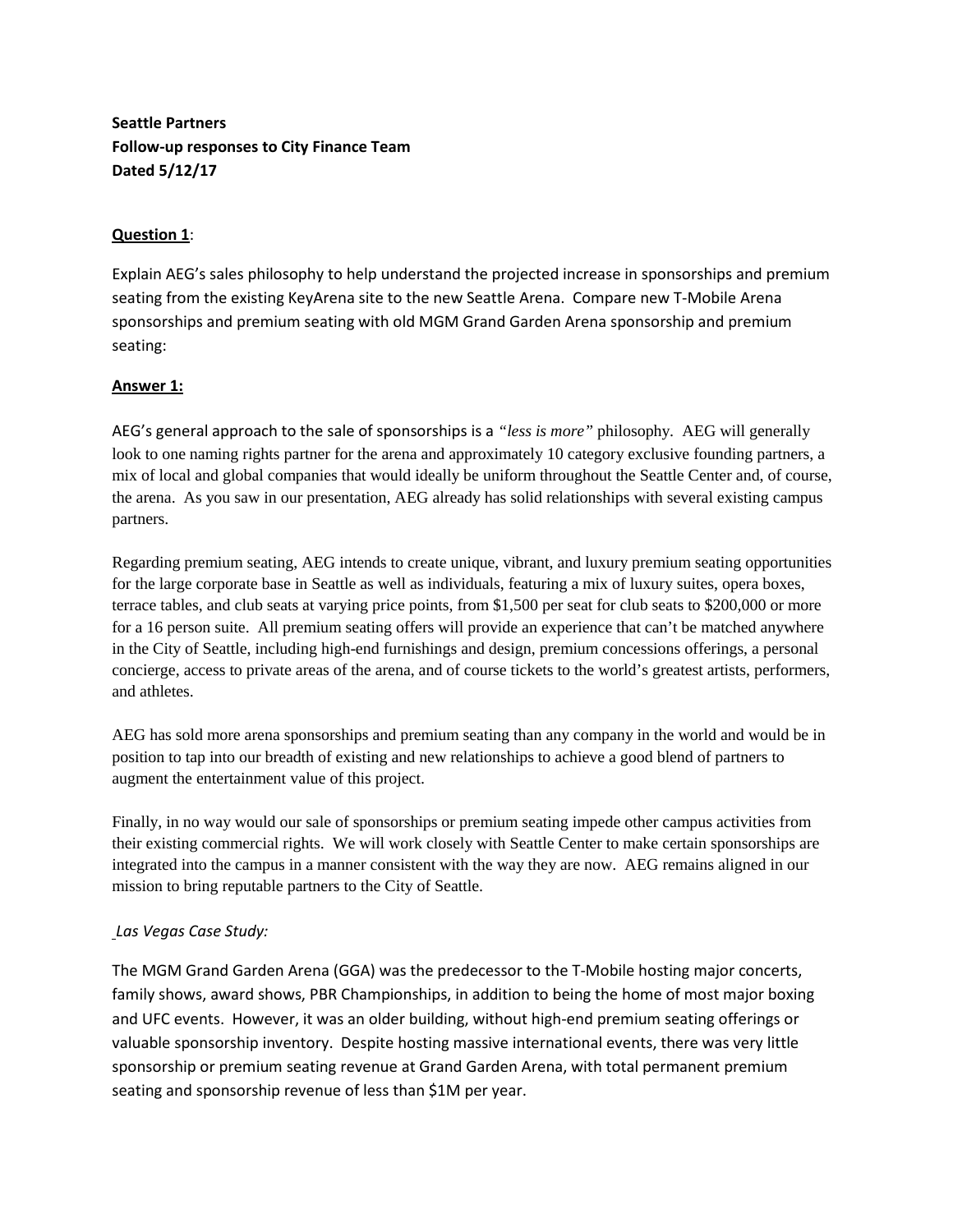**Seattle Partners**
**Follow-up responses to City Finance Team**
**Dated 5/12/17**

**<u>Question 1</u>**:

Explain AEG's sales philosophy to help understand the projected increase in sponsorships and premium seating from the existing KeyArena site to the new Seattle Arena. Compare new T-Mobile Arena sponsorships and premium seating with old MGM Grand Garden Arena sponsorship and premium seating:

**<u>Answer 1:</u>**

AEG's general approach to the sale of sponsorships is a *"less is more"* philosophy. AEG will generally look to one naming rights partner for the arena and approximately 10 category exclusive founding partners, a mix of local and global companies that would ideally be uniform throughout the Seattle Center and, of course, the arena. As you saw in our presentation, AEG already has solid relationships with several existing campus partners.

Regarding premium seating, AEG intends to create unique, vibrant, and luxury premium seating opportunities for the large corporate base in Seattle as well as individuals, featuring a mix of luxury suites, opera boxes, terrace tables, and club seats at varying price points, from $1,500 per seat for club seats to $200,000 or more for a 16 person suite. All premium seating offers will provide an experience that can't be matched anywhere in the City of Seattle, including high-end furnishings and design, premium concessions offerings, a personal concierge, access to private areas of the arena, and of course tickets to the world's greatest artists, performers, and athletes.

AEG has sold more arena sponsorships and premium seating than any company in the world and would be in position to tap into our breadth of existing and new relationships to achieve a good blend of partners to augment the entertainment value of this project.

Finally, in no way would our sale of sponsorships or premium seating impede other campus activities from their existing commercial rights. We will work closely with Seattle Center to make certain sponsorships are integrated into the campus in a manner consistent with the way they are now. AEG remains aligned in our mission to bring reputable partners to the City of Seattle.

*Las Vegas Case Study:*

The MGM Grand Garden Arena (GGA) was the predecessor to the T-Mobile hosting major concerts, family shows, award shows, PBR Championships, in addition to being the home of most major boxing and UFC events. However, it was an older building, without high-end premium seating offerings or valuable sponsorship inventory. Despite hosting massive international events, there was very little sponsorship or premium seating revenue at Grand Garden Arena, with total permanent premium seating and sponsorship revenue of less than $1M per year.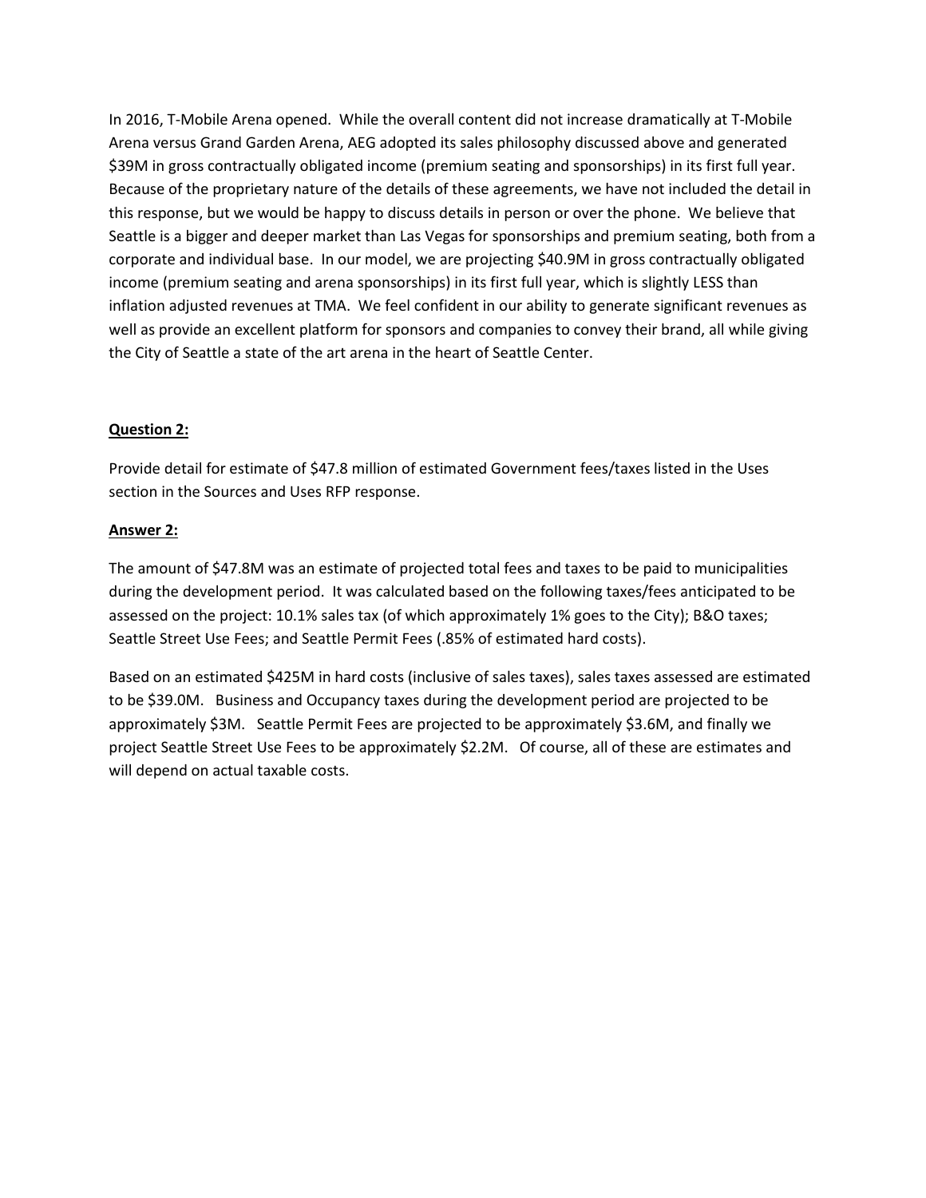In 2016, T-Mobile Arena opened. While the overall content did not increase dramatically at T-Mobile Arena versus Grand Garden Arena, AEG adopted its sales philosophy discussed above and generated $39M in gross contractually obligated income (premium seating and sponsorships) in its first full year. Because of the proprietary nature of the details of these agreements, we have not included the detail in this response, but we would be happy to discuss details in person or over the phone. We believe that Seattle is a bigger and deeper market than Las Vegas for sponsorships and premium seating, both from a corporate and individual base. In our model, we are projecting $40.9M in gross contractually obligated income (premium seating and arena sponsorships) in its first full year, which is slightly LESS than inflation adjusted revenues at TMA. We feel confident in our ability to generate significant revenues as well as provide an excellent platform for sponsors and companies to convey their brand, all while giving the City of Seattle a state of the art arena in the heart of Seattle Center.

**Question 2:**

Provide detail for estimate of $47.8 million of estimated Government fees/taxes listed in the Uses section in the Sources and Uses RFP response.

**Answer 2:**

The amount of $47.8M was an estimate of projected total fees and taxes to be paid to municipalities during the development period. It was calculated based on the following taxes/fees anticipated to be assessed on the project: 10.1% sales tax (of which approximately 1% goes to the City); B&O taxes; Seattle Street Use Fees; and Seattle Permit Fees (.85% of estimated hard costs).

Based on an estimated $425M in hard costs (inclusive of sales taxes), sales taxes assessed are estimated to be $39.0M. Business and Occupancy taxes during the development period are projected to be approximately $3M. Seattle Permit Fees are projected to be approximately $3.6M, and finally we project Seattle Street Use Fees to be approximately $2.2M. Of course, all of these are estimates and will depend on actual taxable costs.